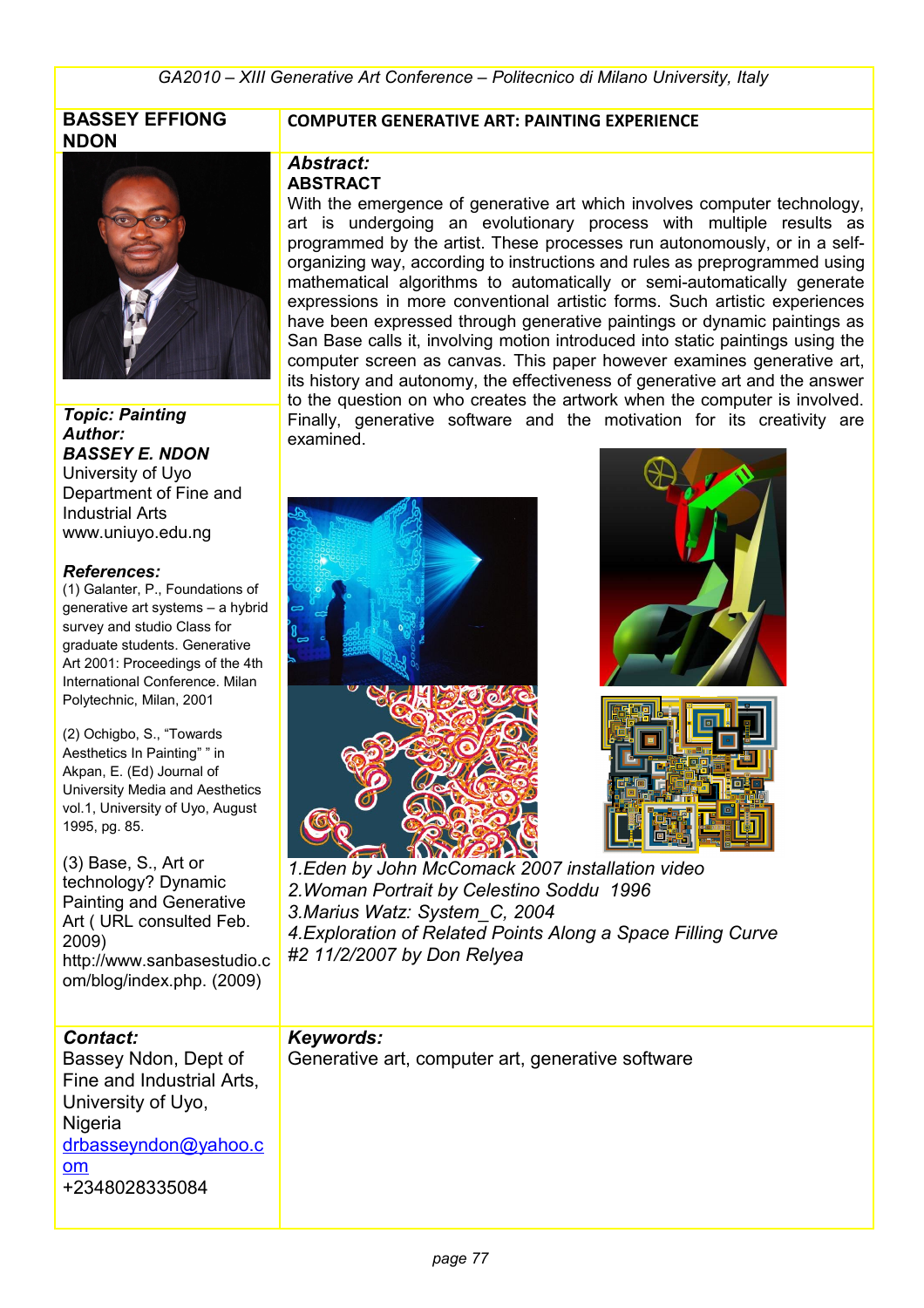GA2010 – XIII Generative Art Conference – Politecnico di Milano University, Italy

**BASSEY EFFIONG NDON**

**COMPUTER GENERATIVE ART: PAINTING EXPERIENCE**

***Topic: Painting***

***Author:***

***BASSEY E. NDON***

University of Uyo
Department of Fine and Industrial Arts
www.uniuyo.edu.ng

***References:***

(1) Galanter, P., Foundations of generative art systems – a hybrid survey and studio Class for graduate students. Generative Art 2001: Proceedings of the 4th International Conference. Milan Polytechnic, Milan, 2001

(2) Ochigbo, S., "Towards Aesthetics In Painting" " in Akpan, E. (Ed) Journal of University Media and Aesthetics vol.1, University of Uyo, August 1995, pg. 85.

(3) Base, S., Art or technology? Dynamic Painting and Generative Art ( URL consulted Feb. 2009) http://www.sanbasestudio.com/blog/index.php. (2009)

***Abstract:***

**ABSTRACT**

With the emergence of generative art which involves computer technology, art is undergoing an evolutionary process with multiple results as programmed by the artist. These processes run autonomously, or in a self-organizing way, according to instructions and rules as preprogrammed using mathematical algorithms to automatically or semi-automatically generate expressions in more conventional artistic forms. Such artistic experiences have been expressed through generative paintings or dynamic paintings as San Base calls it, involving motion introduced into static paintings using the computer screen as canvas. This paper however examines generative art, its history and autonomy, the effectiveness of generative art and the answer to the question on who creates the artwork when the computer is involved. Finally, generative software and the motivation for its creativity are examined.

*1.Eden by John McComack 2007 installation video*
*2.Woman Portrait by Celestino Soddu 1996*
*3.Marius Watz: System_C, 2004*
*4.Exploration of Related Points Along a Space Filling Curve #2 11/2/2007 by Don Relyea*

***Contact:***

Bassey Ndon, Dept of Fine and Industrial Arts, University of Uyo, Nigeria
drbasseyndon@yahoo.com
+2348028335084

***Keywords:***

Generative art, computer art, generative software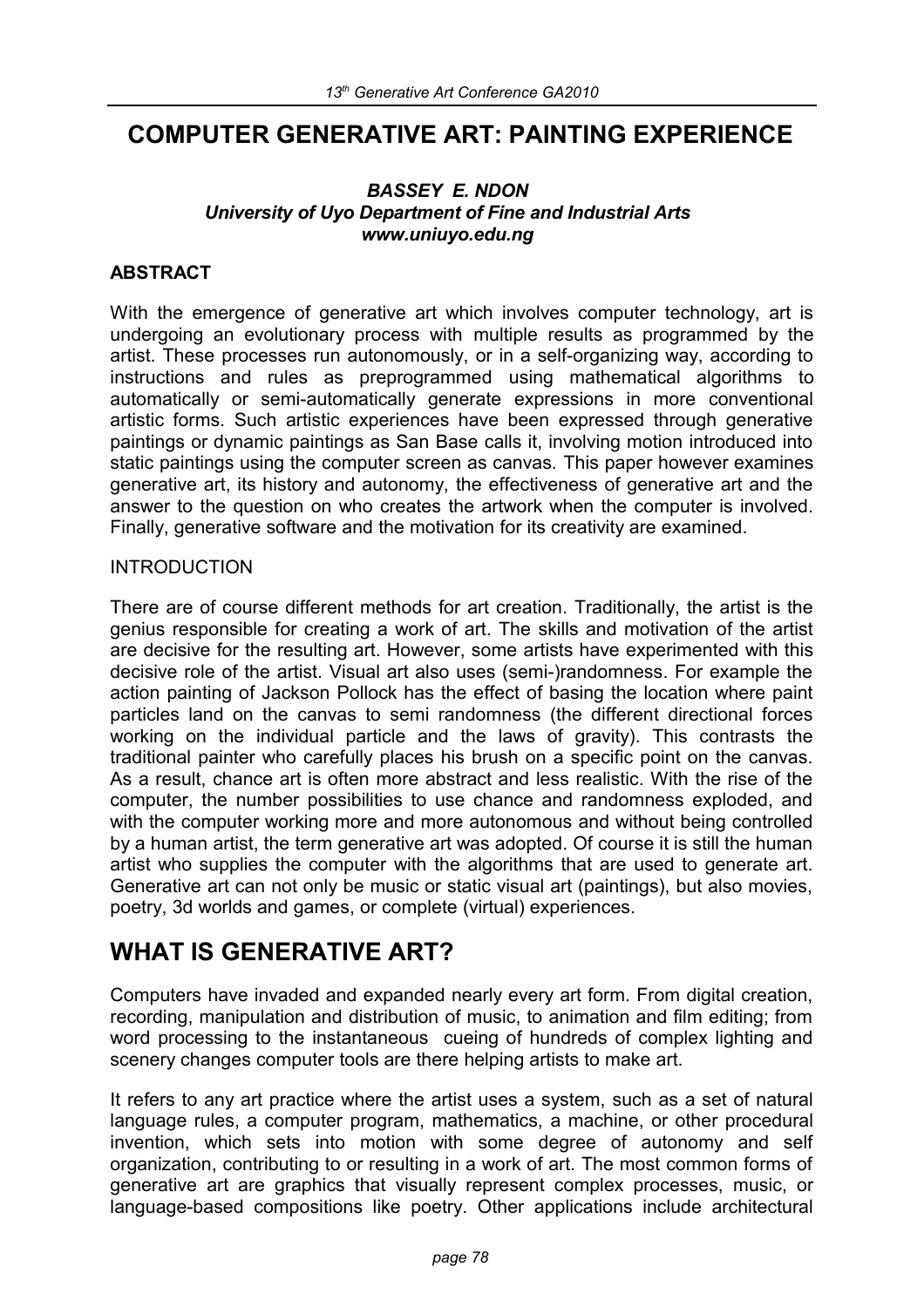# COMPUTER GENERATIVE ART: PAINTING EXPERIENCE

***BASSEY E. NDON***
***University of Uyo Department of Fine and Industrial Arts***
***www.uniuyo.edu.ng***

**ABSTRACT**

With the emergence of generative art which involves computer technology, art is undergoing an evolutionary process with multiple results as programmed by the artist. These processes run autonomously, or in a self-organizing way, according to instructions and rules as preprogrammed using mathematical algorithms to automatically or semi-automatically generate expressions in more conventional artistic forms. Such artistic experiences have been expressed through generative paintings or dynamic paintings as San Base calls it, involving motion introduced into static paintings using the computer screen as canvas. This paper however examines generative art, its history and autonomy, the effectiveness of generative art and the answer to the question on who creates the artwork when the computer is involved. Finally, generative software and the motivation for its creativity are examined.

INTRODUCTION

There are of course different methods for art creation. Traditionally, the artist is the genius responsible for creating a work of art. The skills and motivation of the artist are decisive for the resulting art. However, some artists have experimented with this decisive role of the artist. Visual art also uses (semi-)randomness. For example the action painting of Jackson Pollock has the effect of basing the location where paint particles land on the canvas to semi randomness (the different directional forces working on the individual particle and the laws of gravity). This contrasts the traditional painter who carefully places his brush on a specific point on the canvas. As a result, chance art is often more abstract and less realistic. With the rise of the computer, the number possibilities to use chance and randomness exploded, and with the computer working more and more autonomous and without being controlled by a human artist, the term generative art was adopted. Of course it is still the human artist who supplies the computer with the algorithms that are used to generate art. Generative art can not only be music or static visual art (paintings), but also movies, poetry, 3d worlds and games, or complete (virtual) experiences.

# WHAT IS GENERATIVE ART?

Computers have invaded and expanded nearly every art form. From digital creation, recording, manipulation and distribution of music, to animation and film editing; from word processing to the instantaneous cueing of hundreds of complex lighting and scenery changes computer tools are there helping artists to make art.

It refers to any art practice where the artist uses a system, such as a set of natural language rules, a computer program, mathematics, a machine, or other procedural invention, which sets into motion with some degree of autonomy and self organization, contributing to or resulting in a work of art. The most common forms of generative art are graphics that visually represent complex processes, music, or language-based compositions like poetry. Other applications include architectural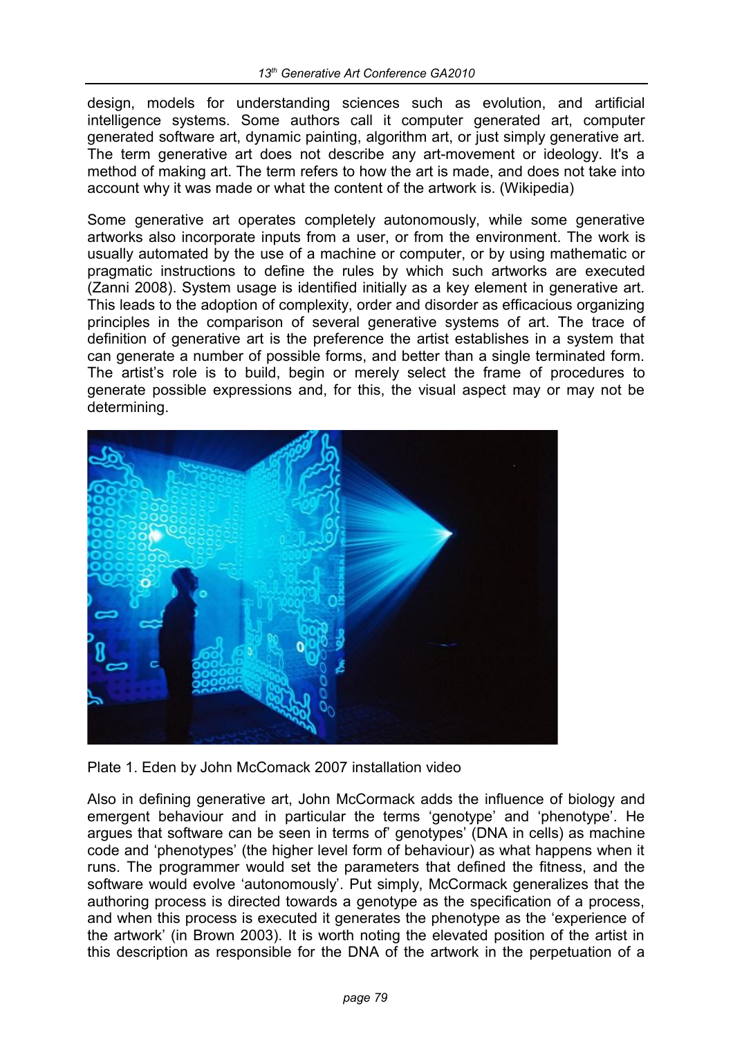design, models for understanding sciences such as evolution, and artificial intelligence systems. Some authors call it computer generated art, computer generated software art, dynamic painting, algorithm art, or just simply generative art. The term generative art does not describe any art-movement or ideology. It's a method of making art. The term refers to how the art is made, and does not take into account why it was made or what the content of the artwork is. (Wikipedia)

Some generative art operates completely autonomously, while some generative artworks also incorporate inputs from a user, or from the environment. The work is usually automated by the use of a machine or computer, or by using mathematic or pragmatic instructions to define the rules by which such artworks are executed (Zanni 2008). System usage is identified initially as a key element in generative art. This leads to the adoption of complexity, order and disorder as efficacious organizing principles in the comparison of several generative systems of art. The trace of definition of generative art is the preference the artist establishes in a system that can generate a number of possible forms, and better than a single terminated form. The artist's role is to build, begin or merely select the frame of procedures to generate possible expressions and, for this, the visual aspect may or may not be determining.

Plate 1. Eden by John McComack 2007 installation video

Also in defining generative art, John McCormack adds the influence of biology and emergent behaviour and in particular the terms 'genotype' and 'phenotype'. He argues that software can be seen in terms of' genotypes' (DNA in cells) as machine code and 'phenotypes' (the higher level form of behaviour) as what happens when it runs. The programmer would set the parameters that defined the fitness, and the software would evolve 'autonomously'. Put simply, McCormack generalizes that the authoring process is directed towards a genotype as the specification of a process, and when this process is executed it generates the phenotype as the 'experience of the artwork' (in Brown 2003). It is worth noting the elevated position of the artist in this description as responsible for the DNA of the artwork in the perpetuation of a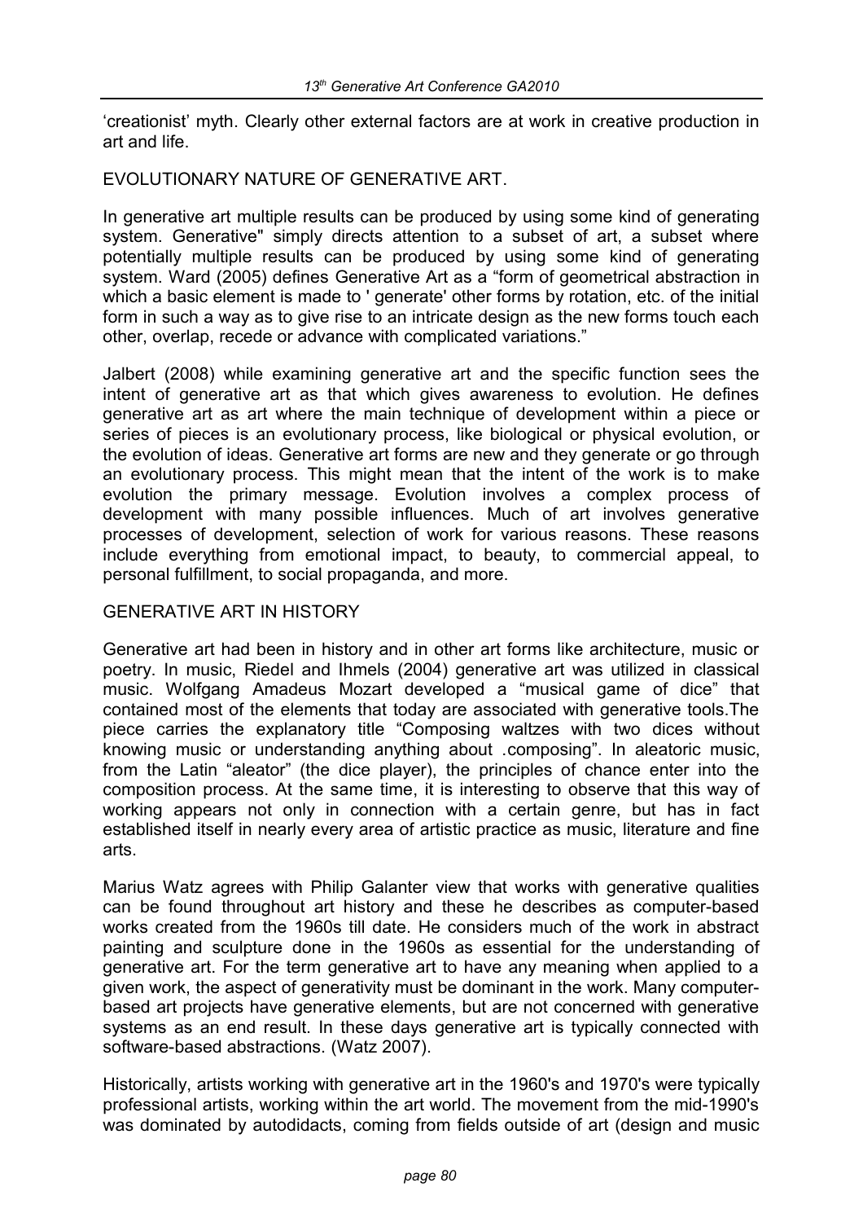'creationist' myth. Clearly other external factors are at work in creative production in art and life.

## EVOLUTIONARY NATURE OF GENERATIVE ART.

In generative art multiple results can be produced by using some kind of generating system. Generative" simply directs attention to a subset of art, a subset where potentially multiple results can be produced by using some kind of generating system. Ward (2005) defines Generative Art as a "form of geometrical abstraction in which a basic element is made to ' generate' other forms by rotation, etc. of the initial form in such a way as to give rise to an intricate design as the new forms touch each other, overlap, recede or advance with complicated variations."

Jalbert (2008) while examining generative art and the specific function sees the intent of generative art as that which gives awareness to evolution. He defines generative art as art where the main technique of development within a piece or series of pieces is an evolutionary process, like biological or physical evolution, or the evolution of ideas. Generative art forms are new and they generate or go through an evolutionary process. This might mean that the intent of the work is to make evolution the primary message. Evolution involves a complex process of development with many possible influences. Much of art involves generative processes of development, selection of work for various reasons. These reasons include everything from emotional impact, to beauty, to commercial appeal, to personal fulfillment, to social propaganda, and more.

## GENERATIVE ART IN HISTORY

Generative art had been in history and in other art forms like architecture, music or poetry. In music, Riedel and Ihmels (2004) generative art was utilized in classical music. Wolfgang Amadeus Mozart developed a "musical game of dice" that contained most of the elements that today are associated with generative tools.The piece carries the explanatory title "Composing waltzes with two dices without knowing music or understanding anything about .composing". In aleatoric music, from the Latin "aleator" (the dice player), the principles of chance enter into the composition process. At the same time, it is interesting to observe that this way of working appears not only in connection with a certain genre, but has in fact established itself in nearly every area of artistic practice as music, literature and fine arts.

Marius Watz agrees with Philip Galanter view that works with generative qualities can be found throughout art history and these he describes as computer-based works created from the 1960s till date. He considers much of the work in abstract painting and sculpture done in the 1960s as essential for the understanding of generative art. For the term generative art to have any meaning when applied to a given work, the aspect of generativity must be dominant in the work. Many computer-based art projects have generative elements, but are not concerned with generative systems as an end result. In these days generative art is typically connected with software-based abstractions. (Watz 2007).

Historically, artists working with generative art in the 1960's and 1970's were typically professional artists, working within the art world. The movement from the mid-1990's was dominated by autodidacts, coming from fields outside of art (design and music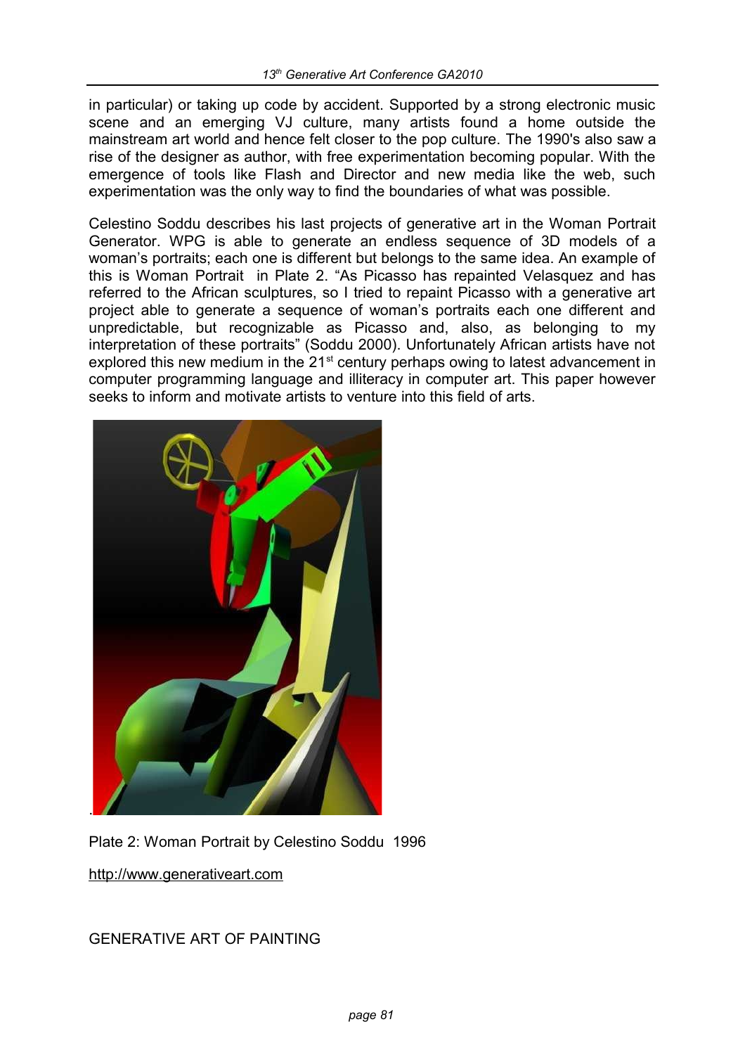in particular) or taking up code by accident. Supported by a strong electronic music scene and an emerging VJ culture, many artists found a home outside the mainstream art world and hence felt closer to the pop culture. The 1990's also saw a rise of the designer as author, with free experimentation becoming popular. With the emergence of tools like Flash and Director and new media like the web, such experimentation was the only way to find the boundaries of what was possible.

Celestino Soddu describes his last projects of generative art in the Woman Portrait Generator. WPG is able to generate an endless sequence of 3D models of a woman's portraits; each one is different but belongs to the same idea. An example of this is Woman Portrait in Plate 2. "As Picasso has repainted Velasquez and has referred to the African sculptures, so I tried to repaint Picasso with a generative art project able to generate a sequence of woman's portraits each one different and unpredictable, but recognizable as Picasso and, also, as belonging to my interpretation of these portraits" (Soddu 2000). Unfortunately African artists have not explored this new medium in the 21st century perhaps owing to latest advancement in computer programming language and illiteracy in computer art. This paper however seeks to inform and motivate artists to venture into this field of arts.

Plate 2: Woman Portrait by Celestino Soddu 1996

http://www.generativeart.com

GENERATIVE ART OF PAINTING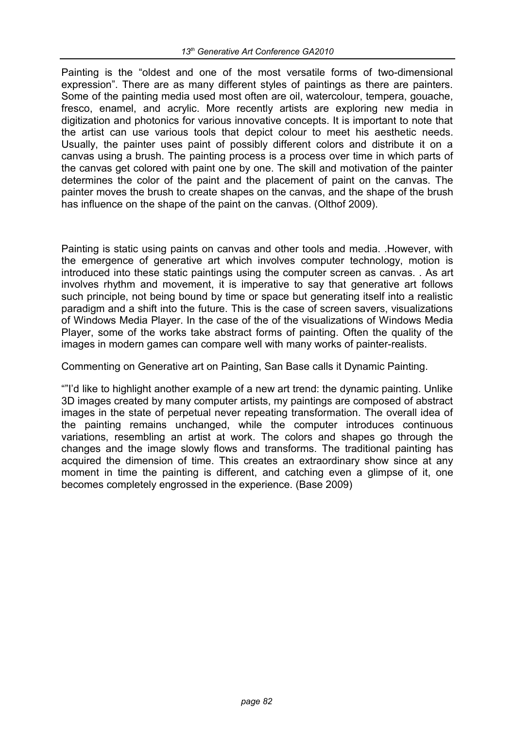Painting is the "oldest and one of the most versatile forms of two-dimensional expression". There are as many different styles of paintings as there are painters. Some of the painting media used most often are oil, watercolour, tempera, gouache, fresco, enamel, and acrylic. More recently artists are exploring new media in digitization and photonics for various innovative concepts. It is important to note that the artist can use various tools that depict colour to meet his aesthetic needs. Usually, the painter uses paint of possibly different colors and distribute it on a canvas using a brush. The painting process is a process over time in which parts of the canvas get colored with paint one by one. The skill and motivation of the painter determines the color of the paint and the placement of paint on the canvas. The painter moves the brush to create shapes on the canvas, and the shape of the brush has influence on the shape of the paint on the canvas. (Olthof 2009).

Painting is static using paints on canvas and other tools and media. .However, with the emergence of generative art which involves computer technology, motion is introduced into these static paintings using the computer screen as canvas. . As art involves rhythm and movement, it is imperative to say that generative art follows such principle, not being bound by time or space but generating itself into a realistic paradigm and a shift into the future. This is the case of screen savers, visualizations of Windows Media Player. In the case of the of the visualizations of Windows Media Player, some of the works take abstract forms of painting. Often the quality of the images in modern games can compare well with many works of painter-realists.

Commenting on Generative art on Painting, San Base calls it Dynamic Painting.

""I'd like to highlight another example of a new art trend: the dynamic painting. Unlike 3D images created by many computer artists, my paintings are composed of abstract images in the state of perpetual never repeating transformation. The overall idea of the painting remains unchanged, while the computer introduces continuous variations, resembling an artist at work. The colors and shapes go through the changes and the image slowly flows and transforms. The traditional painting has acquired the dimension of time. This creates an extraordinary show since at any moment in time the painting is different, and catching even a glimpse of it, one becomes completely engrossed in the experience. (Base 2009)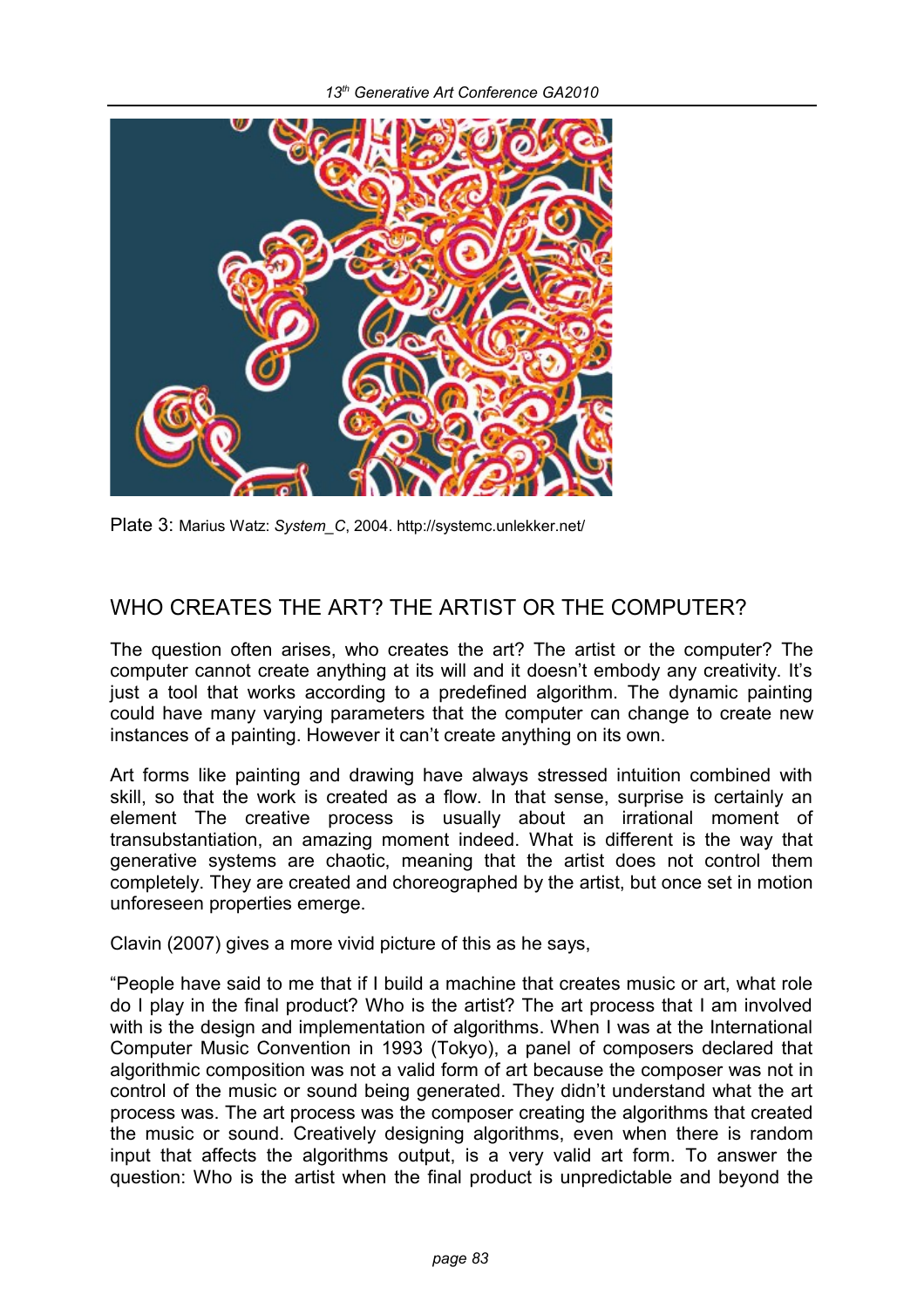Plate 3: Marius Watz: *System_C*, 2004. http://systemc.unlekker.net/

## WHO CREATES THE ART? THE ARTIST OR THE COMPUTER?

The question often arises, who creates the art? The artist or the computer? The computer cannot create anything at its will and it doesn't embody any creativity. It's just a tool that works according to a predefined algorithm. The dynamic painting could have many varying parameters that the computer can change to create new instances of a painting. However it can't create anything on its own.

Art forms like painting and drawing have always stressed intuition combined with skill, so that the work is created as a flow. In that sense, surprise is certainly an element The creative process is usually about an irrational moment of transubstantiation, an amazing moment indeed. What is different is the way that generative systems are chaotic, meaning that the artist does not control them completely. They are created and choreographed by the artist, but once set in motion unforeseen properties emerge.

Clavin (2007) gives a more vivid picture of this as he says,

"People have said to me that if I build a machine that creates music or art, what role do I play in the final product? Who is the artist? The art process that I am involved with is the design and implementation of algorithms. When I was at the International Computer Music Convention in 1993 (Tokyo), a panel of composers declared that algorithmic composition was not a valid form of art because the composer was not in control of the music or sound being generated. They didn't understand what the art process was. The art process was the composer creating the algorithms that created the music or sound. Creatively designing algorithms, even when there is random input that affects the algorithms output, is a very valid art form. To answer the question: Who is the artist when the final product is unpredictable and beyond the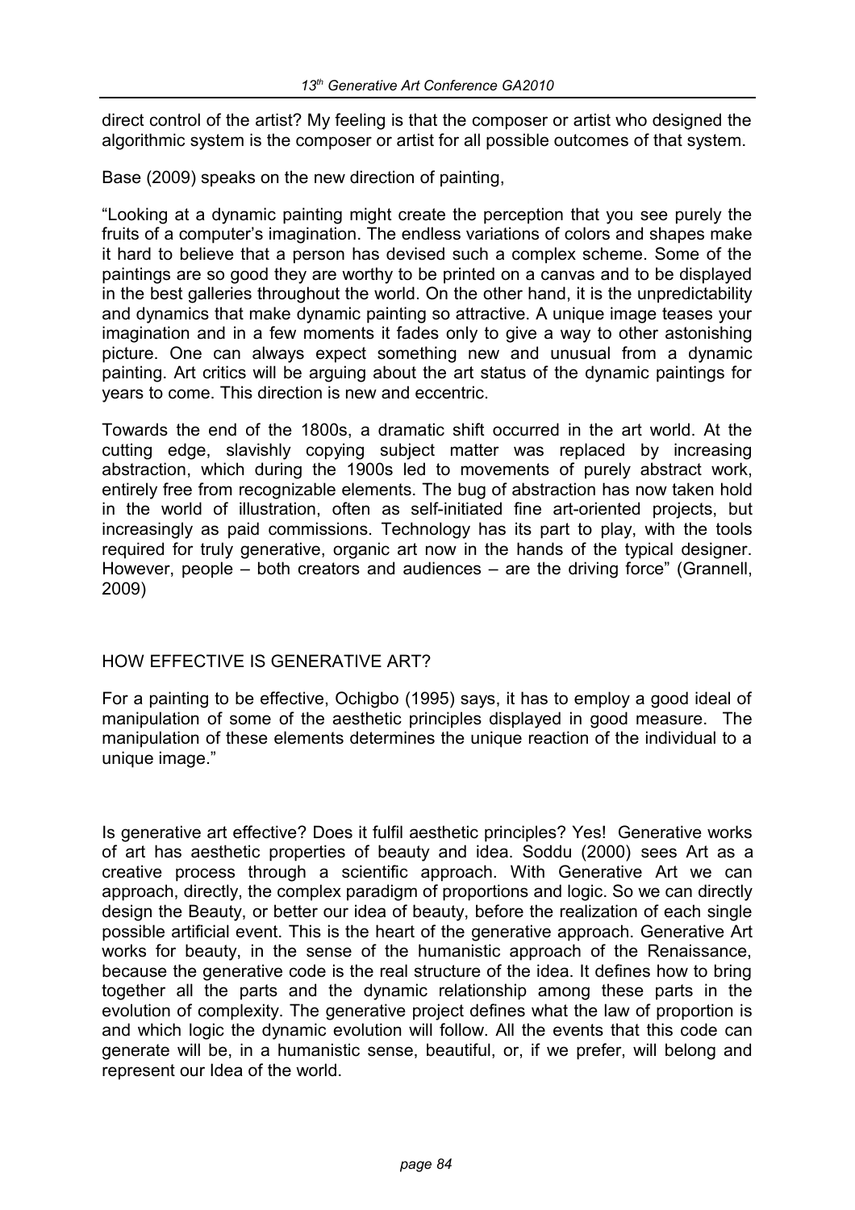direct control of the artist? My feeling is that the composer or artist who designed the algorithmic system is the composer or artist for all possible outcomes of that system.

Base (2009) speaks on the new direction of painting,

"Looking at a dynamic painting might create the perception that you see purely the fruits of a computer's imagination. The endless variations of colors and shapes make it hard to believe that a person has devised such a complex scheme. Some of the paintings are so good they are worthy to be printed on a canvas and to be displayed in the best galleries throughout the world. On the other hand, it is the unpredictability and dynamics that make dynamic painting so attractive. A unique image teases your imagination and in a few moments it fades only to give a way to other astonishing picture. One can always expect something new and unusual from a dynamic painting. Art critics will be arguing about the art status of the dynamic paintings for years to come. This direction is new and eccentric.

Towards the end of the 1800s, a dramatic shift occurred in the art world. At the cutting edge, slavishly copying subject matter was replaced by increasing abstraction, which during the 1900s led to movements of purely abstract work, entirely free from recognizable elements. The bug of abstraction has now taken hold in the world of illustration, often as self-initiated fine art-oriented projects, but increasingly as paid commissions. Technology has its part to play, with the tools required for truly generative, organic art now in the hands of the typical designer. However, people – both creators and audiences – are the driving force" (Grannell, 2009)

## HOW EFFECTIVE IS GENERATIVE ART?

For a painting to be effective, Ochigbo (1995) says, it has to employ a good ideal of manipulation of some of the aesthetic principles displayed in good measure. The manipulation of these elements determines the unique reaction of the individual to a unique image."

Is generative art effective? Does it fulfil aesthetic principles? Yes! Generative works of art has aesthetic properties of beauty and idea. Soddu (2000) sees Art as a creative process through a scientific approach. With Generative Art we can approach, directly, the complex paradigm of proportions and logic. So we can directly design the Beauty, or better our idea of beauty, before the realization of each single possible artificial event. This is the heart of the generative approach. Generative Art works for beauty, in the sense of the humanistic approach of the Renaissance, because the generative code is the real structure of the idea. It defines how to bring together all the parts and the dynamic relationship among these parts in the evolution of complexity. The generative project defines what the law of proportion is and which logic the dynamic evolution will follow. All the events that this code can generate will be, in a humanistic sense, beautiful, or, if we prefer, will belong and represent our Idea of the world.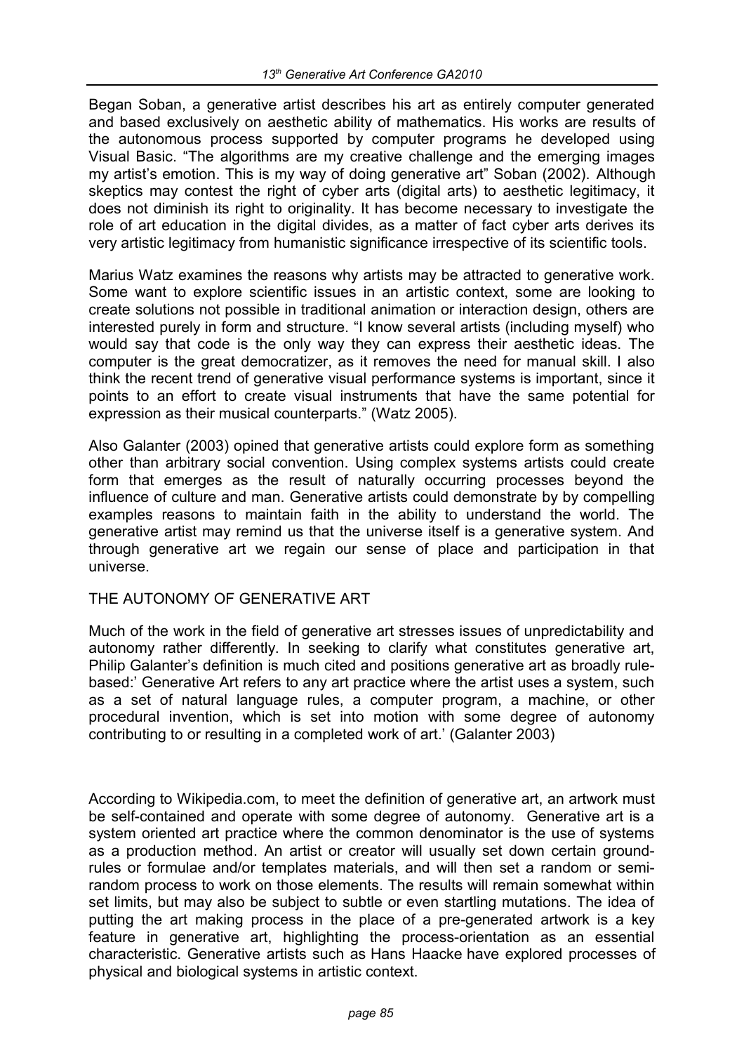Began Soban, a generative artist describes his art as entirely computer generated and based exclusively on aesthetic ability of mathematics. His works are results of the autonomous process supported by computer programs he developed using Visual Basic. "The algorithms are my creative challenge and the emerging images my artist's emotion. This is my way of doing generative art" Soban (2002). Although skeptics may contest the right of cyber arts (digital arts) to aesthetic legitimacy, it does not diminish its right to originality. It has become necessary to investigate the role of art education in the digital divides, as a matter of fact cyber arts derives its very artistic legitimacy from humanistic significance irrespective of its scientific tools.

Marius Watz examines the reasons why artists may be attracted to generative work. Some want to explore scientific issues in an artistic context, some are looking to create solutions not possible in traditional animation or interaction design, others are interested purely in form and structure. "I know several artists (including myself) who would say that code is the only way they can express their aesthetic ideas. The computer is the great democratizer, as it removes the need for manual skill. I also think the recent trend of generative visual performance systems is important, since it points to an effort to create visual instruments that have the same potential for expression as their musical counterparts." (Watz 2005).

Also Galanter (2003) opined that generative artists could explore form as something other than arbitrary social convention. Using complex systems artists could create form that emerges as the result of naturally occurring processes beyond the influence of culture and man. Generative artists could demonstrate by by compelling examples reasons to maintain faith in the ability to understand the world. The generative artist may remind us that the universe itself is a generative system. And through generative art we regain our sense of place and participation in that universe.

## THE AUTONOMY OF GENERATIVE ART

Much of the work in the field of generative art stresses issues of unpredictability and autonomy rather differently. In seeking to clarify what constitutes generative art, Philip Galanter's definition is much cited and positions generative art as broadly rule-based:' Generative Art refers to any art practice where the artist uses a system, such as a set of natural language rules, a computer program, a machine, or other procedural invention, which is set into motion with some degree of autonomy contributing to or resulting in a completed work of art.' (Galanter 2003)

According to Wikipedia.com, to meet the definition of generative art, an artwork must be self-contained and operate with some degree of autonomy. Generative art is a system oriented art practice where the common denominator is the use of systems as a production method. An artist or creator will usually set down certain ground-rules or formulae and/or templates materials, and will then set a random or semi-random process to work on those elements. The results will remain somewhat within set limits, but may also be subject to subtle or even startling mutations. The idea of putting the art making process in the place of a pre-generated artwork is a key feature in generative art, highlighting the process-orientation as an essential characteristic. Generative artists such as Hans Haacke have explored processes of physical and biological systems in artistic context.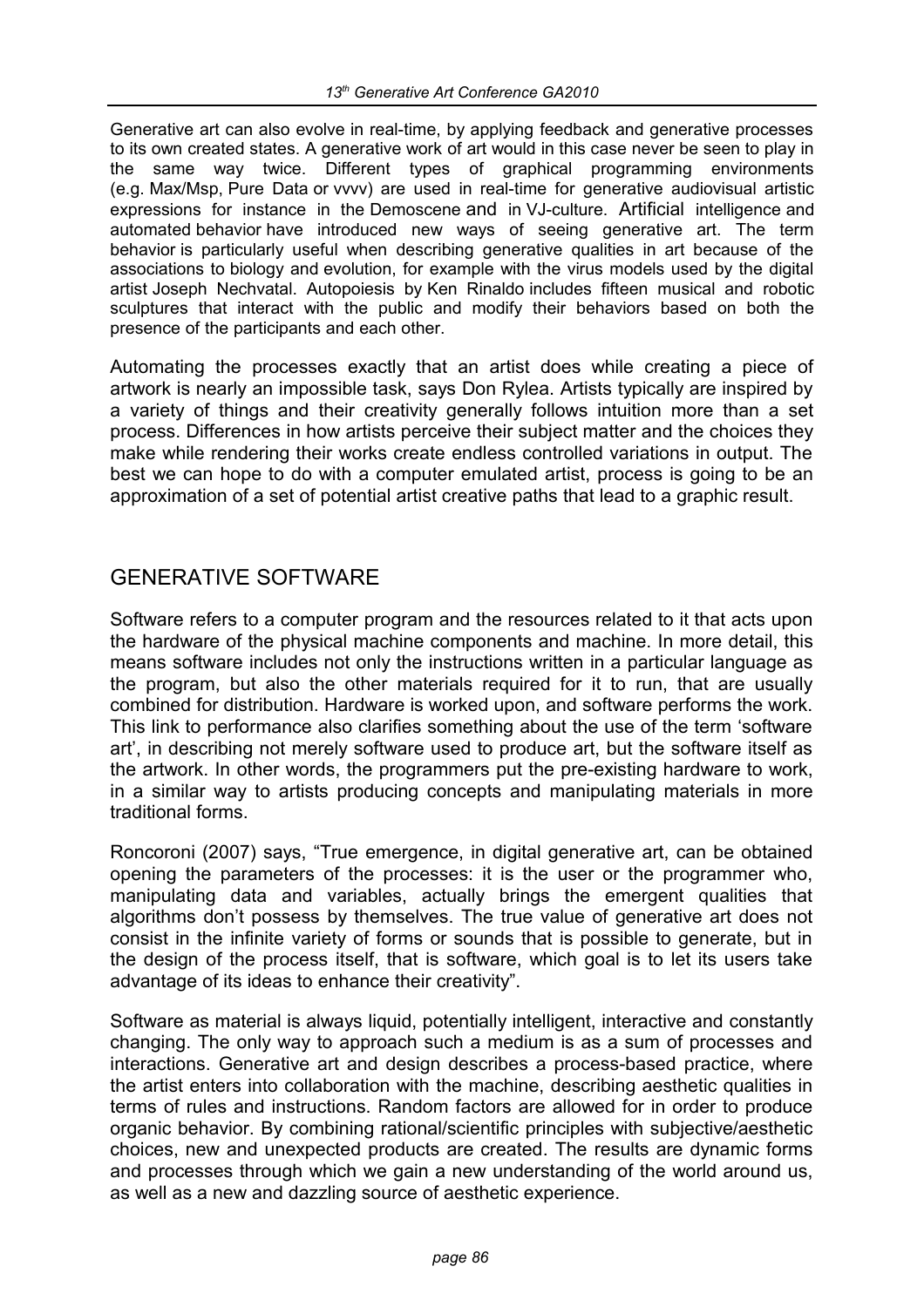Generative art can also evolve in real-time, by applying feedback and generative processes to its own created states. A generative work of art would in this case never be seen to play in the same way twice. Different types of graphical programming environments (e.g. Max/Msp, Pure Data or vvvv) are used in real-time for generative audiovisual artistic expressions for instance in the Demoscene and in VJ-culture. Artificial intelligence and automated behavior have introduced new ways of seeing generative art. The term behavior is particularly useful when describing generative qualities in art because of the associations to biology and evolution, for example with the virus models used by the digital artist Joseph Nechvatal. Autopoiesis by Ken Rinaldo includes fifteen musical and robotic sculptures that interact with the public and modify their behaviors based on both the presence of the participants and each other.

Automating the processes exactly that an artist does while creating a piece of artwork is nearly an impossible task, says Don Rylea. Artists typically are inspired by a variety of things and their creativity generally follows intuition more than a set process. Differences in how artists perceive their subject matter and the choices they make while rendering their works create endless controlled variations in output. The best we can hope to do with a computer emulated artist, process is going to be an approximation of a set of potential artist creative paths that lead to a graphic result.

## GENERATIVE SOFTWARE

Software refers to a computer program and the resources related to it that acts upon the hardware of the physical machine components and machine. In more detail, this means software includes not only the instructions written in a particular language as the program, but also the other materials required for it to run, that are usually combined for distribution. Hardware is worked upon, and software performs the work. This link to performance also clarifies something about the use of the term 'software art', in describing not merely software used to produce art, but the software itself as the artwork. In other words, the programmers put the pre-existing hardware to work, in a similar way to artists producing concepts and manipulating materials in more traditional forms.

Roncoroni (2007) says, "True emergence, in digital generative art, can be obtained opening the parameters of the processes: it is the user or the programmer who, manipulating data and variables, actually brings the emergent qualities that algorithms don't possess by themselves. The true value of generative art does not consist in the infinite variety of forms or sounds that is possible to generate, but in the design of the process itself, that is software, which goal is to let its users take advantage of its ideas to enhance their creativity".

Software as material is always liquid, potentially intelligent, interactive and constantly changing. The only way to approach such a medium is as a sum of processes and interactions. Generative art and design describes a process-based practice, where the artist enters into collaboration with the machine, describing aesthetic qualities in terms of rules and instructions. Random factors are allowed for in order to produce organic behavior. By combining rational/scientific principles with subjective/aesthetic choices, new and unexpected products are created. The results are dynamic forms and processes through which we gain a new understanding of the world around us, as well as a new and dazzling source of aesthetic experience.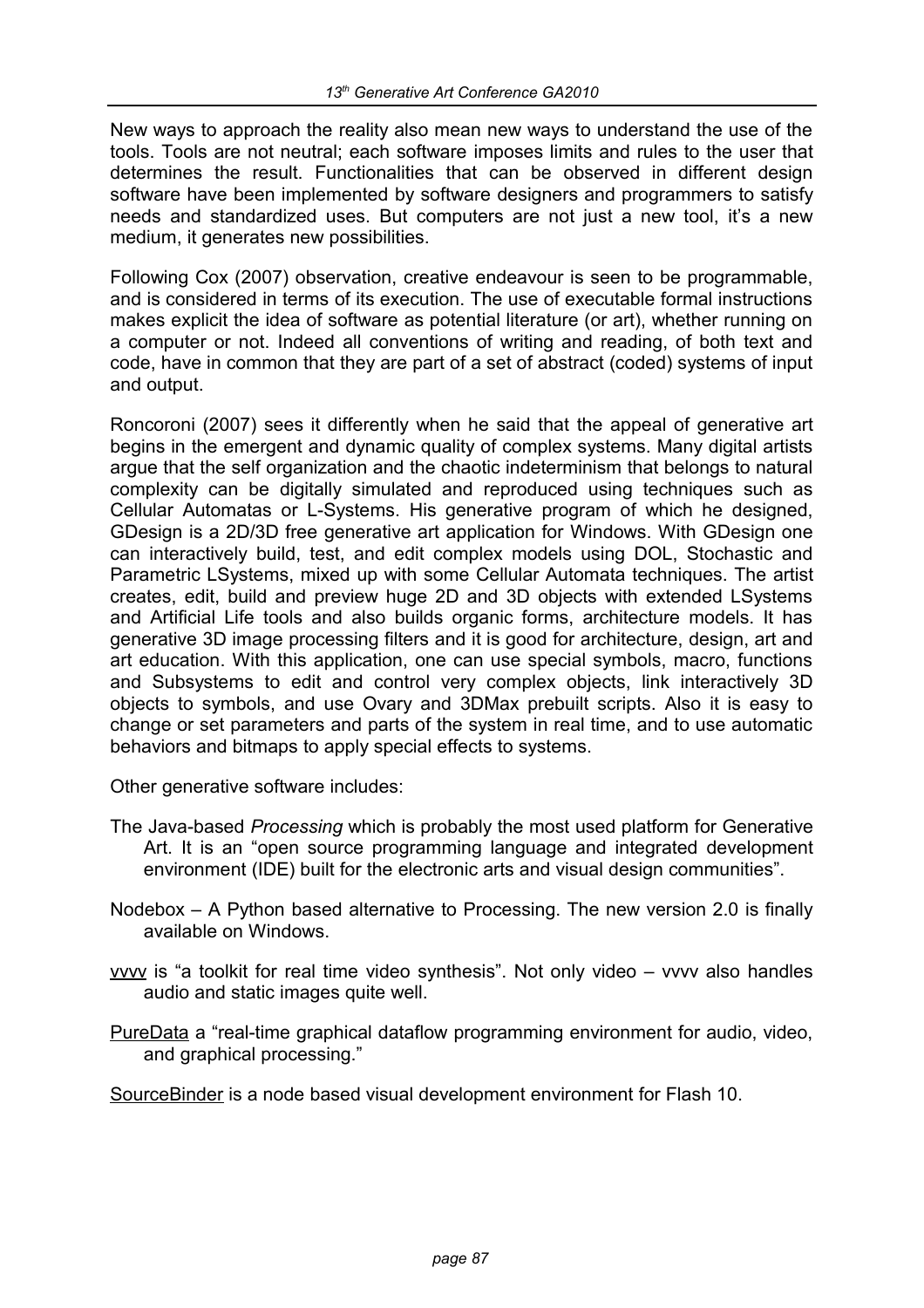New ways to approach the reality also mean new ways to understand the use of the tools. Tools are not neutral; each software imposes limits and rules to the user that determines the result. Functionalities that can be observed in different design software have been implemented by software designers and programmers to satisfy needs and standardized uses. But computers are not just a new tool, it's a new medium, it generates new possibilities.

Following Cox (2007) observation, creative endeavour is seen to be programmable, and is considered in terms of its execution. The use of executable formal instructions makes explicit the idea of software as potential literature (or art), whether running on a computer or not. Indeed all conventions of writing and reading, of both text and code, have in common that they are part of a set of abstract (coded) systems of input and output.

Roncoroni (2007) sees it differently when he said that the appeal of generative art begins in the emergent and dynamic quality of complex systems. Many digital artists argue that the self organization and the chaotic indeterminism that belongs to natural complexity can be digitally simulated and reproduced using techniques such as Cellular Automatas or L-Systems. His generative program of which he designed, GDesign is a 2D/3D free generative art application for Windows. With GDesign one can interactively build, test, and edit complex models using DOL, Stochastic and Parametric LSystems, mixed up with some Cellular Automata techniques. The artist creates, edit, build and preview huge 2D and 3D objects with extended LSystems and Artificial Life tools and also builds organic forms, architecture models. It has generative 3D image processing filters and it is good for architecture, design, art and art education. With this application, one can use special symbols, macro, functions and Subsystems to edit and control very complex objects, link interactively 3D objects to symbols, and use Ovary and 3DMax prebuilt scripts. Also it is easy to change or set parameters and parts of the system in real time, and to use automatic behaviors and bitmaps to apply special effects to systems.

Other generative software includes:

The Java-based *Processing* which is probably the most used platform for Generative Art. It is an "open source programming language and integrated development environment (IDE) built for the electronic arts and visual design communities".

Nodebox – A Python based alternative to Processing. The new version 2.0 is finally available on Windows.

vvvv is "a toolkit for real time video synthesis". Not only video – vvvv also handles audio and static images quite well.

PureData a "real-time graphical dataflow programming environment for audio, video, and graphical processing."

SourceBinder is a node based visual development environment for Flash 10.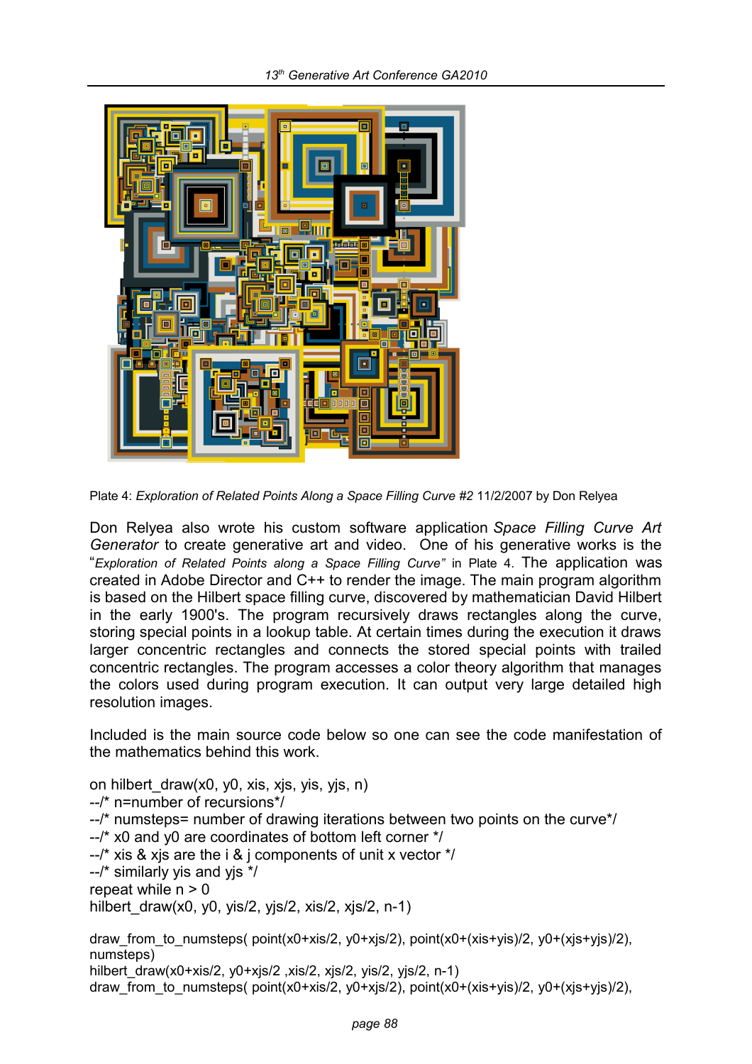Plate 4: *Exploration of Related Points Along a Space Filling Curve #2* 11/2/2007 by Don Relyea

Don Relyea also wrote his custom software application *Space Filling Curve Art Generator* to create generative art and video. One of his generative works is the "*Exploration of Related Points along a Space Filling Curve*" in Plate 4. The application was created in Adobe Director and C++ to render the image. The main program algorithm is based on the Hilbert space filling curve, discovered by mathematician David Hilbert in the early 1900's. The program recursively draws rectangles along the curve, storing special points in a lookup table. At certain times during the execution it draws larger concentric rectangles and connects the stored special points with trailed concentric rectangles. The program accesses a color theory algorithm that manages the colors used during program execution. It can output very large detailed high resolution images.

Included is the main source code below so one can see the code manifestation of the mathematics behind this work.

```
on hilbert_draw(x0, y0, xis, xjs, yis, yjs, n)
--/* n=number of recursions*/
--/* numsteps= number of drawing iterations between two points on the curve*/
--/* x0 and y0 are coordinates of bottom left corner */
--/* xis & xjs are the i & j components of unit x vector */
--/* similarly yis and yjs */
repeat while n > 0
hilbert_draw(x0, y0, yis/2, yjs/2, xis/2, xjs/2, n-1)

draw_from_to_numsteps( point(x0+xis/2, y0+xjs/2), point(x0+(xis+yis)/2, y0+(xjs+yjs)/2),
numsteps)
hilbert_draw(x0+xis/2, y0+xjs/2 ,xis/2, xjs/2, yis/2, yjs/2, n-1)
draw_from_to_numsteps( point(x0+xis/2, y0+xjs/2), point(x0+(xis+yis)/2, y0+(xjs+yjs)/2),
```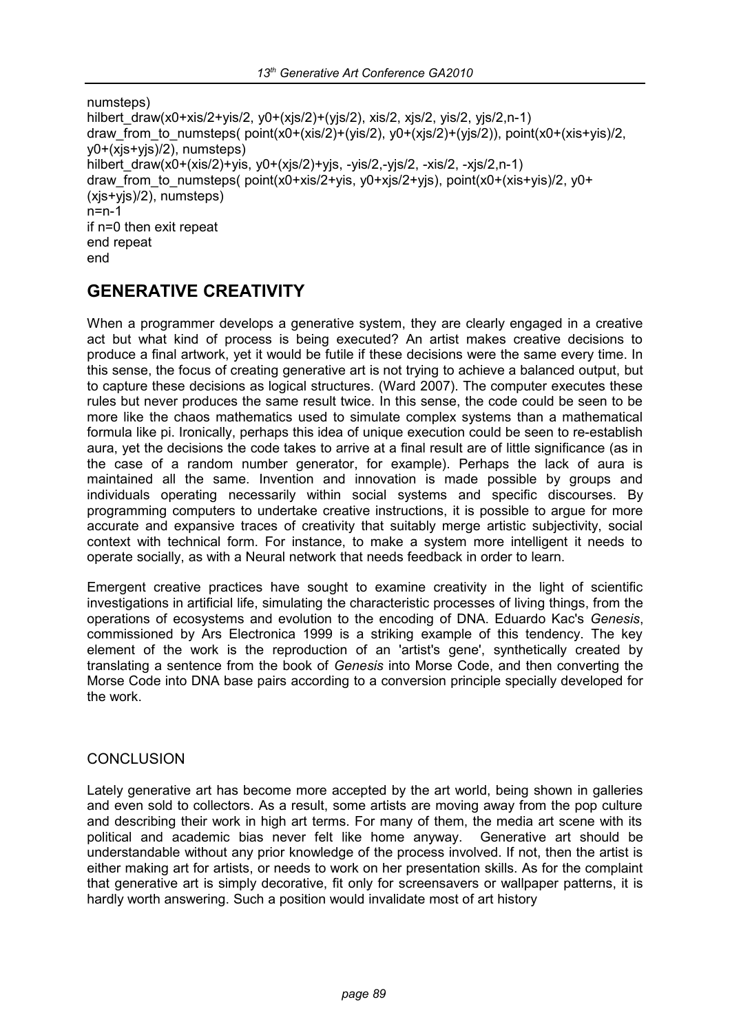```
numsteps)
hilbert_draw(x0+xis/2+yis/2, y0+(xjs/2)+(yjs/2), xis/2, xjs/2, yis/2, yjs/2,n-1)
draw_from_to_numsteps( point(x0+(xis/2)+(yis/2), y0+(xjs/2)+(yjs/2)), point(x0+(xis+yis)/2,
y0+(xjs+yjs)/2), numsteps)
hilbert_draw(x0+(xis/2)+yis, y0+(xjs/2)+yjs, -yis/2,-yjs/2, -xis/2, -xjs/2,n-1)
draw_from_to_numsteps( point(x0+xis/2+yis, y0+xjs/2+yjs), point(x0+(xis+yis)/2, y0+
(xjs+yjs)/2), numsteps)
n=n-1
if n=0 then exit repeat
end repeat
end
```

## GENERATIVE CREATIVITY

When a programmer develops a generative system, they are clearly engaged in a creative act but what kind of process is being executed? An artist makes creative decisions to produce a final artwork, yet it would be futile if these decisions were the same every time. In this sense, the focus of creating generative art is not trying to achieve a balanced output, but to capture these decisions as logical structures. (Ward 2007). The computer executes these rules but never produces the same result twice. In this sense, the code could be seen to be more like the chaos mathematics used to simulate complex systems than a mathematical formula like pi. Ironically, perhaps this idea of unique execution could be seen to re-establish aura, yet the decisions the code takes to arrive at a final result are of little significance (as in the case of a random number generator, for example). Perhaps the lack of aura is maintained all the same. Invention and innovation is made possible by groups and individuals operating necessarily within social systems and specific discourses. By programming computers to undertake creative instructions, it is possible to argue for more accurate and expansive traces of creativity that suitably merge artistic subjectivity, social context with technical form. For instance, to make a system more intelligent it needs to operate socially, as with a Neural network that needs feedback in order to learn.

Emergent creative practices have sought to examine creativity in the light of scientific investigations in artificial life, simulating the characteristic processes of living things, from the operations of ecosystems and evolution to the encoding of DNA. Eduardo Kac's *Genesis*, commissioned by Ars Electronica 1999 is a striking example of this tendency. The key element of the work is the reproduction of an 'artist's gene', synthetically created by translating a sentence from the book of *Genesis* into Morse Code, and then converting the Morse Code into DNA base pairs according to a conversion principle specially developed for the work.

## CONCLUSION

Lately generative art has become more accepted by the art world, being shown in galleries and even sold to collectors. As a result, some artists are moving away from the pop culture and describing their work in high art terms. For many of them, the media art scene with its political and academic bias never felt like home anyway. Generative art should be understandable without any prior knowledge of the process involved. If not, then the artist is either making art for artists, or needs to work on her presentation skills. As for the complaint that generative art is simply decorative, fit only for screensavers or wallpaper patterns, it is hardly worth answering. Such a position would invalidate most of art history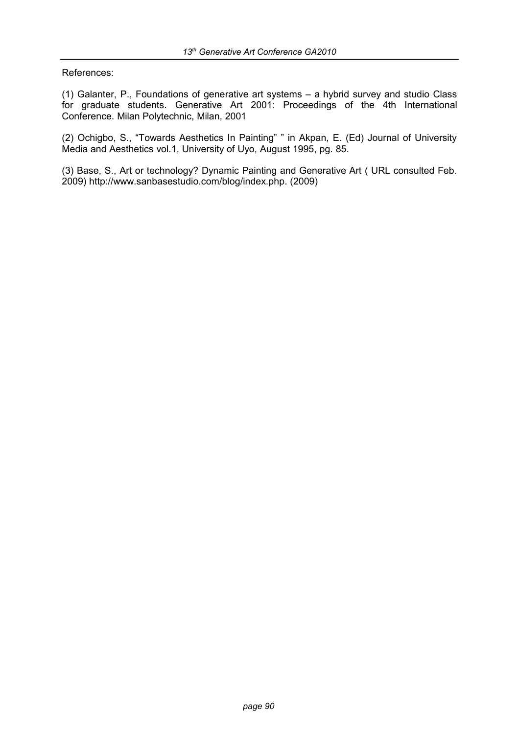References:

(1) Galanter, P., Foundations of generative art systems – a hybrid survey and studio Class for graduate students. Generative Art 2001: Proceedings of the 4th International Conference. Milan Polytechnic, Milan, 2001

(2) Ochigbo, S., "Towards Aesthetics In Painting" " in Akpan, E. (Ed) Journal of University Media and Aesthetics vol.1, University of Uyo, August 1995, pg. 85.

(3) Base, S., Art or technology? Dynamic Painting and Generative Art ( URL consulted Feb. 2009) http://www.sanbasestudio.com/blog/index.php. (2009)